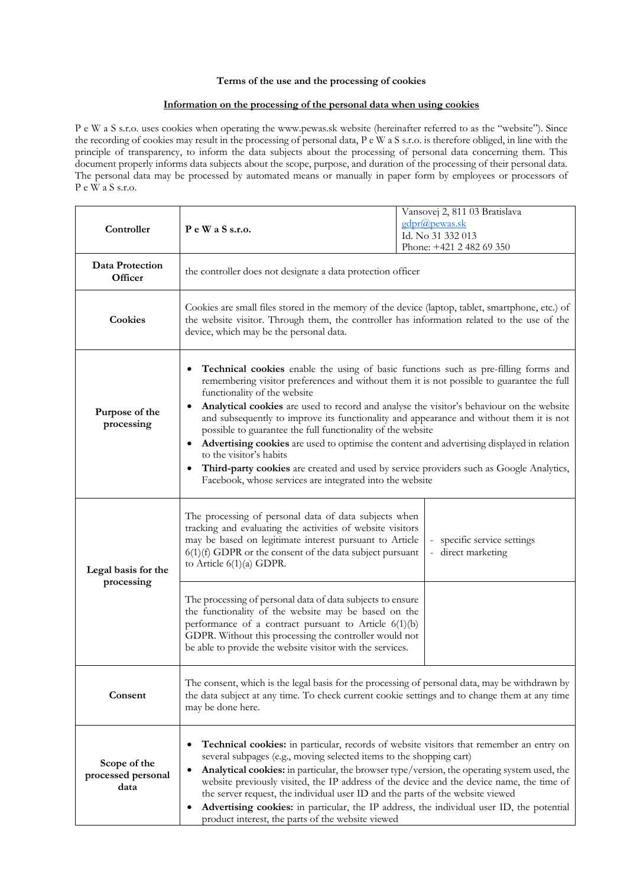**Terms of the use and the processing of cookies**

**Information on the processing of the personal data when using cookies**

P e W a S s.r.o. uses cookies when operating the www.pewas.sk website (hereinafter referred to as the "website"). Since the recording of cookies may result in the processing of personal data, P e W a S s.r.o. is therefore obliged, in line with the principle of transparency, to inform the data subjects about the processing of personal data concerning them. This document properly informs data subjects about the scope, purpose, and duration of the processing of their personal data. The personal data may be processed by automated means or manually in paper form by employees or processors of P e W a S s.r.o.

| | | |
|---|---|---|
| **Controller** | **P e W a S s.r.o.** | Vansovej 2, 811 03 Bratislava<br>gdpr@pewas.sk<br>Id. No 31 332 013<br>Phone: +421 2 482 69 350 |
| **Data Protection Officer** | the controller does not designate a data protection officer | |
| **Cookies** | Cookies are small files stored in the memory of the device (laptop, tablet, smartphone, etc.) of the website visitor. Through them, the controller has information related to the use of the device, which may be the personal data. | |
| **Purpose of the processing** | • **Technical cookies** enable the using of basic functions such as pre-filling forms and remembering visitor preferences and without them it is not possible to guarantee the full functionality of the website<br>• **Analytical cookies** are used to record and analyse the visitor's behaviour on the website and subsequently to improve its functionality and appearance and without them it is not possible to guarantee the full functionality of the website<br>• **Advertising cookies** are used to optimise the content and advertising displayed in relation to the visitor's habits<br>• **Third-party cookies** are created and used by service providers such as Google Analytics, Facebook, whose services are integrated into the website | |
| **Legal basis for the processing** | The processing of personal data of data subjects when tracking and evaluating the activities of website visitors may be based on legitimate interest pursuant to Article 6(1)(f) GDPR or the consent of the data subject pursuant to Article 6(1)(a) GDPR. | - specific service settings<br>- direct marketing |
| | The processing of personal data of data subjects to ensure the functionality of the website may be based on the performance of a contract pursuant to Article 6(1)(b) GDPR. Without this processing the controller would not be able to provide the website visitor with the services. | |
| **Consent** | The consent, which is the legal basis for the processing of personal data, may be withdrawn by the data subject at any time. To check current cookie settings and to change them at any time may be done here. | |
| **Scope of the processed personal data** | • **Technical cookies:** in particular, records of website visitors that remember an entry on several subpages (e.g., moving selected items to the shopping cart)<br>• **Analytical cookies:** in particular, the browser type/version, the operating system used, the website previously visited, the IP address of the device and the device name, the time of the server request, the individual user ID and the parts of the website viewed<br>• **Advertising cookies:** in particular, the IP address, the individual user ID, the potential product interest, the parts of the website viewed | |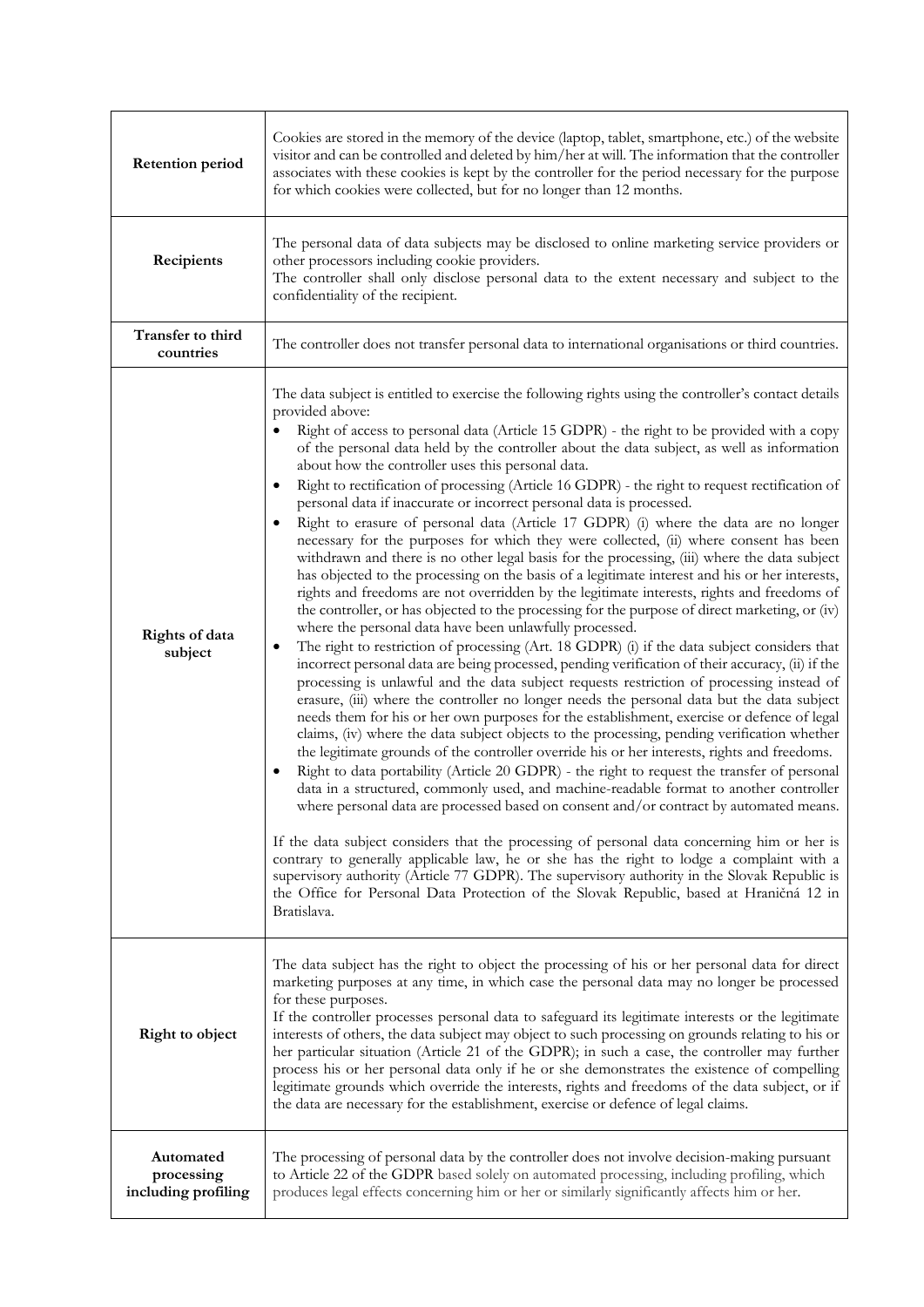| | |
|---|---|
| **Retention period** | Cookies are stored in the memory of the device (laptop, tablet, smartphone, etc.) of the website visitor and can be controlled and deleted by him/her at will. The information that the controller associates with these cookies is kept by the controller for the period necessary for the purpose for which cookies were collected, but for no longer than 12 months. |
| **Recipients** | The personal data of data subjects may be disclosed to online marketing service providers or other processors including cookie providers.<br>The controller shall only disclose personal data to the extent necessary and subject to the confidentiality of the recipient. |
| **Transfer to third countries** | The controller does not transfer personal data to international organisations or third countries. |
| **Rights of data subject** | The data subject is entitled to exercise the following rights using the controller's contact details provided above:<br>• Right of access to personal data (Article 15 GDPR) - the right to be provided with a copy of the personal data held by the controller about the data subject, as well as information about how the controller uses this personal data.<br>• Right to rectification of processing (Article 16 GDPR) - the right to request rectification of personal data if inaccurate or incorrect personal data is processed.<br>• Right to erasure of personal data (Article 17 GDPR) (i) where the data are no longer necessary for the purposes for which they were collected, (ii) where consent has been withdrawn and there is no other legal basis for the processing, (iii) where the data subject has objected to the processing on the basis of a legitimate interest and his or her interests, rights and freedoms are not overridden by the legitimate interests, rights and freedoms of the controller, or has objected to the processing for the purpose of direct marketing, or (iv) where the personal data have been unlawfully processed.<br>• The right to restriction of processing (Art. 18 GDPR) (i) if the data subject considers that incorrect personal data are being processed, pending verification of their accuracy, (ii) if the processing is unlawful and the data subject requests restriction of processing instead of erasure, (iii) where the controller no longer needs the personal data but the data subject needs them for his or her own purposes for the establishment, exercise or defence of legal claims, (iv) where the data subject objects to the processing, pending verification whether the legitimate grounds of the controller override his or her interests, rights and freedoms.<br>• Right to data portability (Article 20 GDPR) - the right to request the transfer of personal data in a structured, commonly used, and machine-readable format to another controller where personal data are processed based on consent and/or contract by automated means.<br><br>If the data subject considers that the processing of personal data concerning him or her is contrary to generally applicable law, he or she has the right to lodge a complaint with a supervisory authority (Article 77 GDPR). The supervisory authority in the Slovak Republic is the Office for Personal Data Protection of the Slovak Republic, based at Hraničná 12 in Bratislava. |
| **Right to object** | The data subject has the right to object the processing of his or her personal data for direct marketing purposes at any time, in which case the personal data may no longer be processed for these purposes.<br>If the controller processes personal data to safeguard its legitimate interests or the legitimate interests of others, the data subject may object to such processing on grounds relating to his or her particular situation (Article 21 of the GDPR); in such a case, the controller may further process his or her personal data only if he or she demonstrates the existence of compelling legitimate grounds which override the interests, rights and freedoms of the data subject, or if the data are necessary for the establishment, exercise or defence of legal claims. |
| **Automated processing including profiling** | The processing of personal data by the controller does not involve decision-making pursuant to Article 22 of the GDPR based solely on automated processing, including profiling, which produces legal effects concerning him or her or similarly significantly affects him or her. |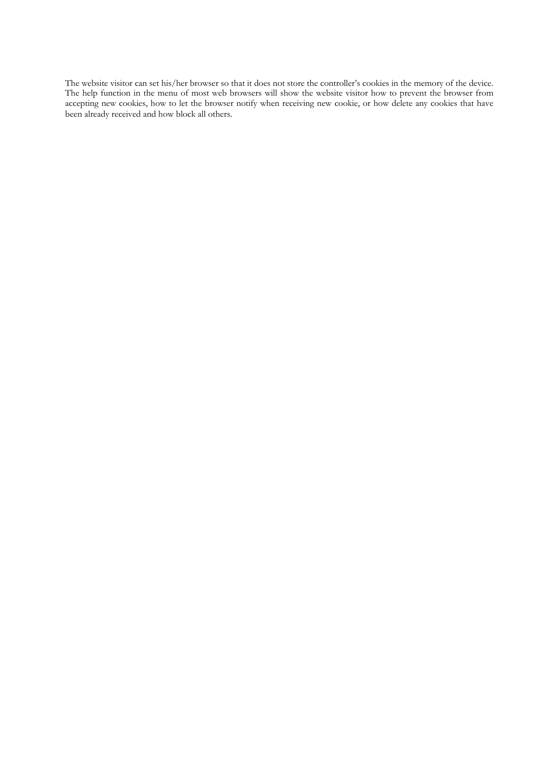The website visitor can set his/her browser so that it does not store the controller's cookies in the memory of the device. The help function in the menu of most web browsers will show the website visitor how to prevent the browser from accepting new cookies, how to let the browser notify when receiving new cookie, or how delete any cookies that have been already received and how block all others.